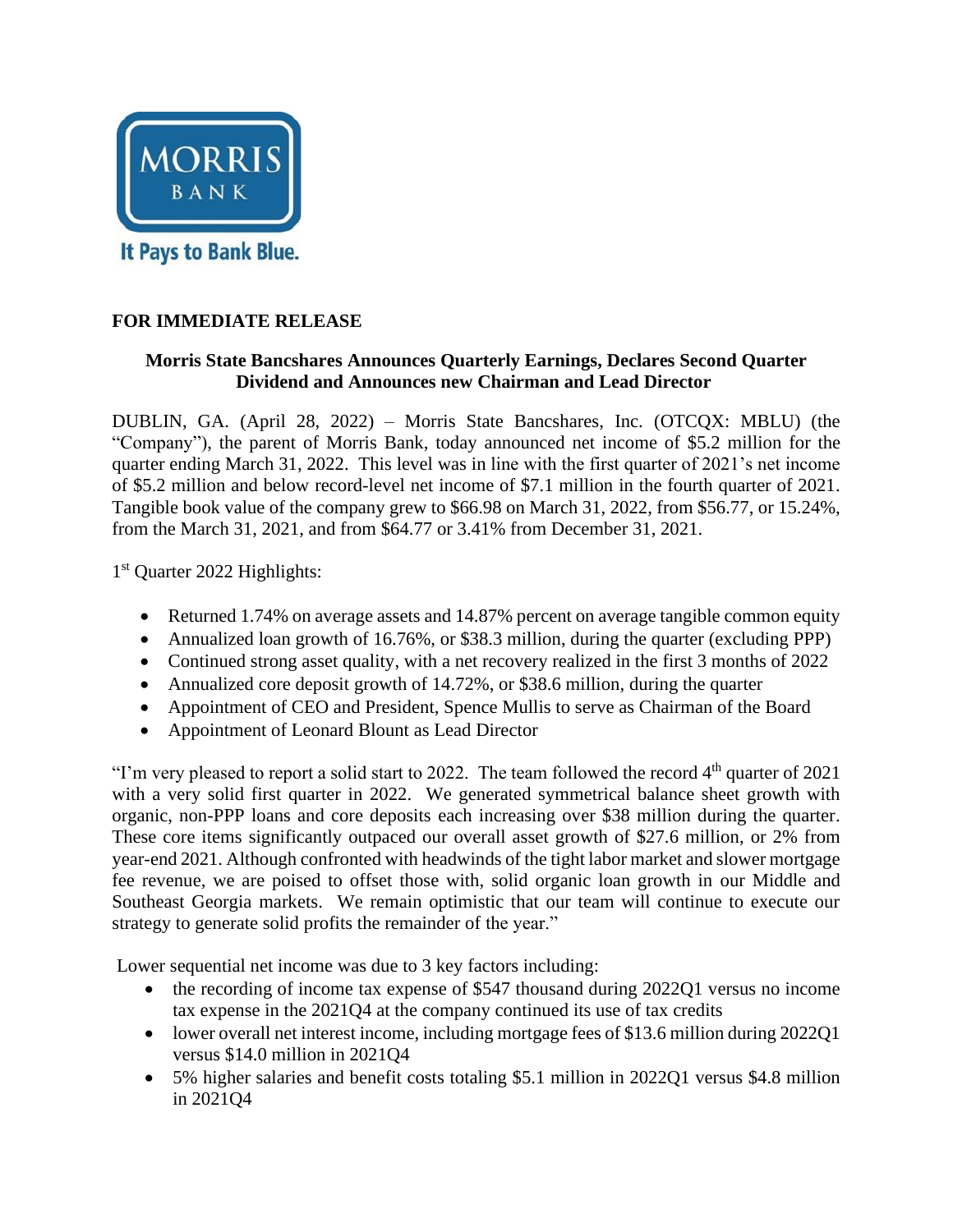**FOR IMMEDIATE RELEASE**

## Morris State Bancshares Announces Quarterly Earnings, Declares Second Quarter Dividend and Announces new Chairman and Lead Director

DUBLIN, GA. (April 28, 2022) – Morris State Bancshares, Inc. (OTCQX: MBLU) (the "Company"), the parent of Morris Bank, today announced net income of $5.2 million for the quarter ending March 31, 2022. This level was in line with the first quarter of 2021's net income of $5.2 million and below record-level net income of $7.1 million in the fourth quarter of 2021. Tangible book value of the company grew to $66.98 on March 31, 2022, from $56.77, or 15.24%, from the March 31, 2021, and from $64.77 or 3.41% from December 31, 2021.

1st Quarter 2022 Highlights:

- Returned 1.74% on average assets and 14.87% percent on average tangible common equity
- Annualized loan growth of 16.76%, or $38.3 million, during the quarter (excluding PPP)
- Continued strong asset quality, with a net recovery realized in the first 3 months of 2022
- Annualized core deposit growth of 14.72%, or $38.6 million, during the quarter
- Appointment of CEO and President, Spence Mullis to serve as Chairman of the Board
- Appointment of Leonard Blount as Lead Director

"I'm very pleased to report a solid start to 2022. The team followed the record 4th quarter of 2021 with a very solid first quarter in 2022. We generated symmetrical balance sheet growth with organic, non-PPP loans and core deposits each increasing over $38 million during the quarter. These core items significantly outpaced our overall asset growth of $27.6 million, or 2% from year-end 2021. Although confronted with headwinds of the tight labor market and slower mortgage fee revenue, we are poised to offset those with, solid organic loan growth in our Middle and Southeast Georgia markets. We remain optimistic that our team will continue to execute our strategy to generate solid profits the remainder of the year."

Lower sequential net income was due to 3 key factors including:

- the recording of income tax expense of $547 thousand during 2022Q1 versus no income tax expense in the 2021Q4 at the company continued its use of tax credits
- lower overall net interest income, including mortgage fees of $13.6 million during 2022Q1 versus $14.0 million in 2021Q4
- 5% higher salaries and benefit costs totaling $5.1 million in 2022Q1 versus $4.8 million in 2021Q4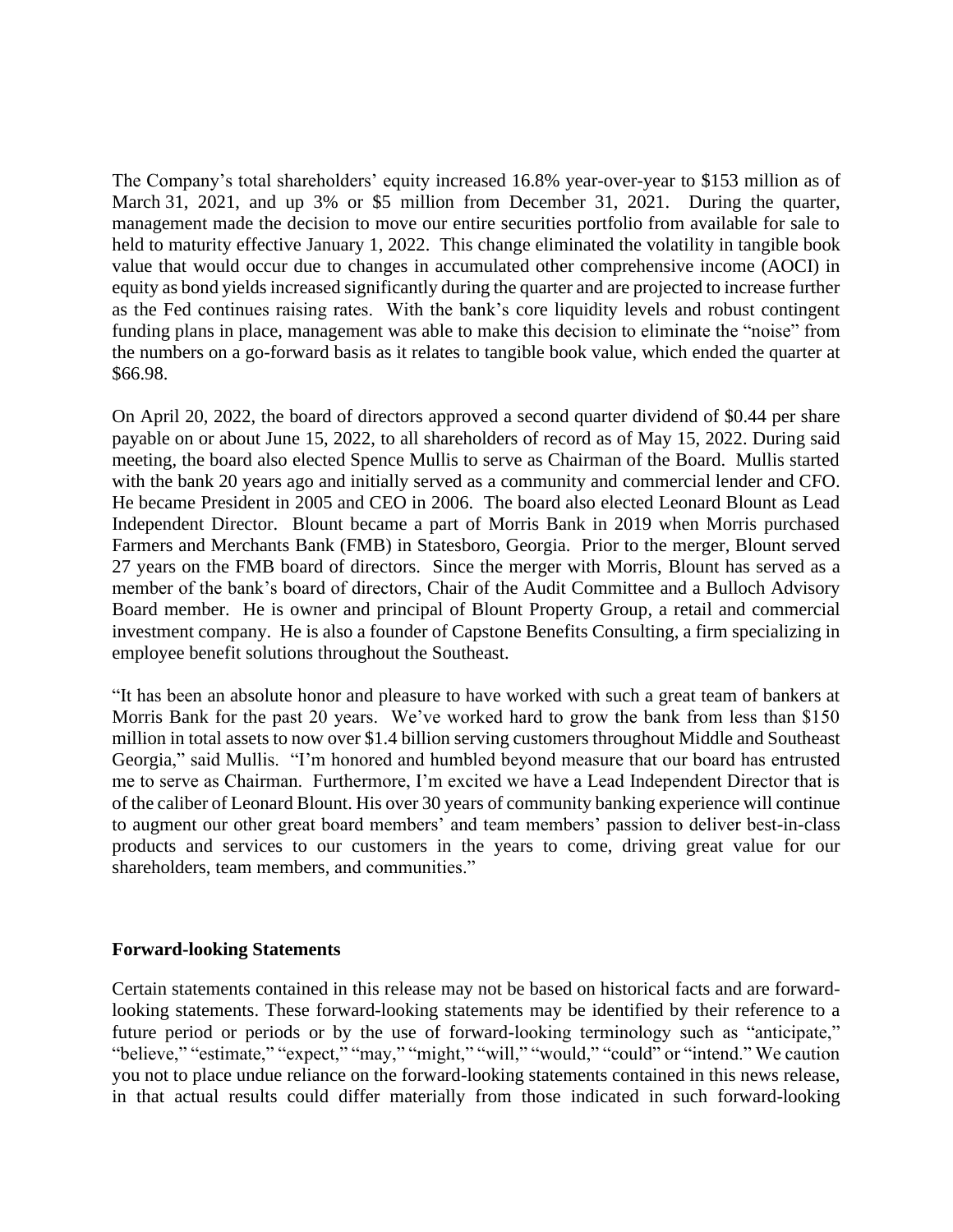The Company's total shareholders' equity increased 16.8% year-over-year to $153 million as of March 31, 2021, and up 3% or $5 million from December 31, 2021. During the quarter, management made the decision to move our entire securities portfolio from available for sale to held to maturity effective January 1, 2022. This change eliminated the volatility in tangible book value that would occur due to changes in accumulated other comprehensive income (AOCI) in equity as bond yields increased significantly during the quarter and are projected to increase further as the Fed continues raising rates. With the bank's core liquidity levels and robust contingent funding plans in place, management was able to make this decision to eliminate the "noise" from the numbers on a go-forward basis as it relates to tangible book value, which ended the quarter at $66.98.

On April 20, 2022, the board of directors approved a second quarter dividend of $0.44 per share payable on or about June 15, 2022, to all shareholders of record as of May 15, 2022. During said meeting, the board also elected Spence Mullis to serve as Chairman of the Board. Mullis started with the bank 20 years ago and initially served as a community and commercial lender and CFO. He became President in 2005 and CEO in 2006. The board also elected Leonard Blount as Lead Independent Director. Blount became a part of Morris Bank in 2019 when Morris purchased Farmers and Merchants Bank (FMB) in Statesboro, Georgia. Prior to the merger, Blount served 27 years on the FMB board of directors. Since the merger with Morris, Blount has served as a member of the bank's board of directors, Chair of the Audit Committee and a Bulloch Advisory Board member. He is owner and principal of Blount Property Group, a retail and commercial investment company. He is also a founder of Capstone Benefits Consulting, a firm specializing in employee benefit solutions throughout the Southeast.

"It has been an absolute honor and pleasure to have worked with such a great team of bankers at Morris Bank for the past 20 years. We've worked hard to grow the bank from less than $150 million in total assets to now over $1.4 billion serving customers throughout Middle and Southeast Georgia," said Mullis. "I'm honored and humbled beyond measure that our board has entrusted me to serve as Chairman. Furthermore, I'm excited we have a Lead Independent Director that is of the caliber of Leonard Blount. His over 30 years of community banking experience will continue to augment our other great board members' and team members' passion to deliver best-in-class products and services to our customers in the years to come, driving great value for our shareholders, team members, and communities."

**Forward-looking Statements**

Certain statements contained in this release may not be based on historical facts and are forward-looking statements. These forward-looking statements may be identified by their reference to a future period or periods or by the use of forward-looking terminology such as "anticipate," "believe," "estimate," "expect," "may," "might," "will," "would," "could" or "intend." We caution you not to place undue reliance on the forward-looking statements contained in this news release, in that actual results could differ materially from those indicated in such forward-looking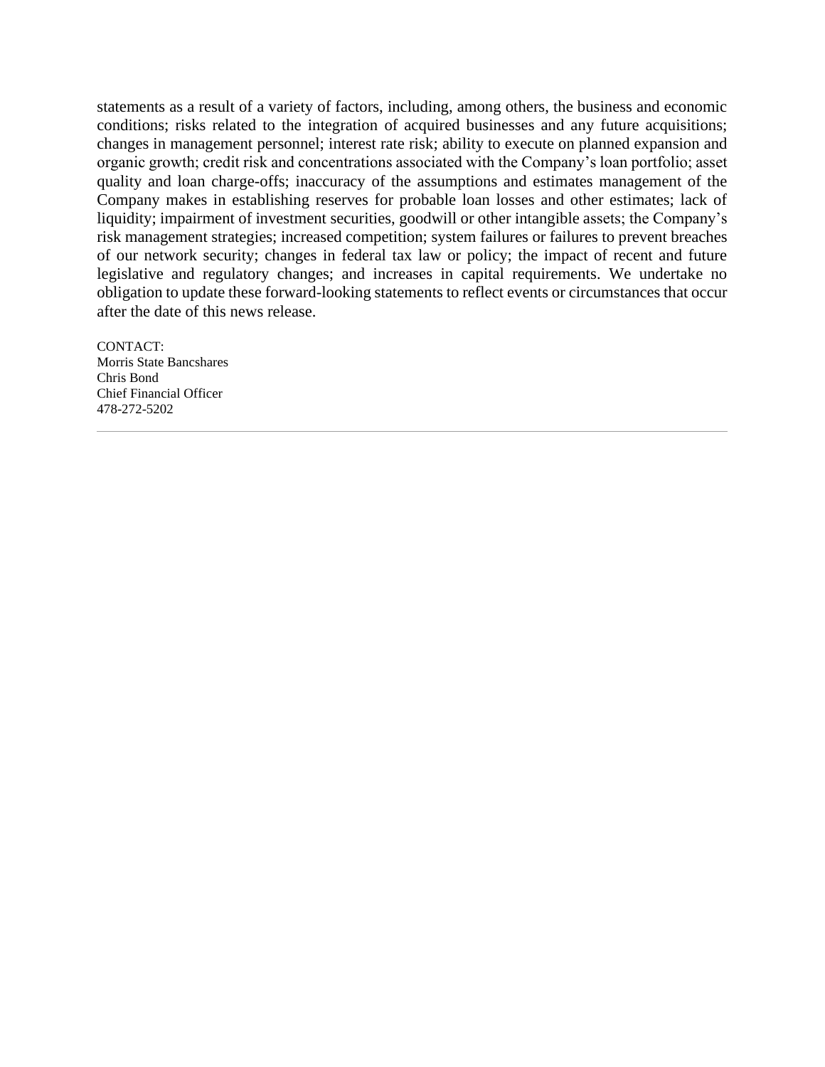statements as a result of a variety of factors, including, among others, the business and economic conditions; risks related to the integration of acquired businesses and any future acquisitions; changes in management personnel; interest rate risk; ability to execute on planned expansion and organic growth; credit risk and concentrations associated with the Company's loan portfolio; asset quality and loan charge-offs; inaccuracy of the assumptions and estimates management of the Company makes in establishing reserves for probable loan losses and other estimates; lack of liquidity; impairment of investment securities, goodwill or other intangible assets; the Company's risk management strategies; increased competition; system failures or failures to prevent breaches of our network security; changes in federal tax law or policy; the impact of recent and future legislative and regulatory changes; and increases in capital requirements. We undertake no obligation to update these forward-looking statements to reflect events or circumstances that occur after the date of this news release.

CONTACT:
Morris State Bancshares
Chris Bond
Chief Financial Officer
478-272-5202

---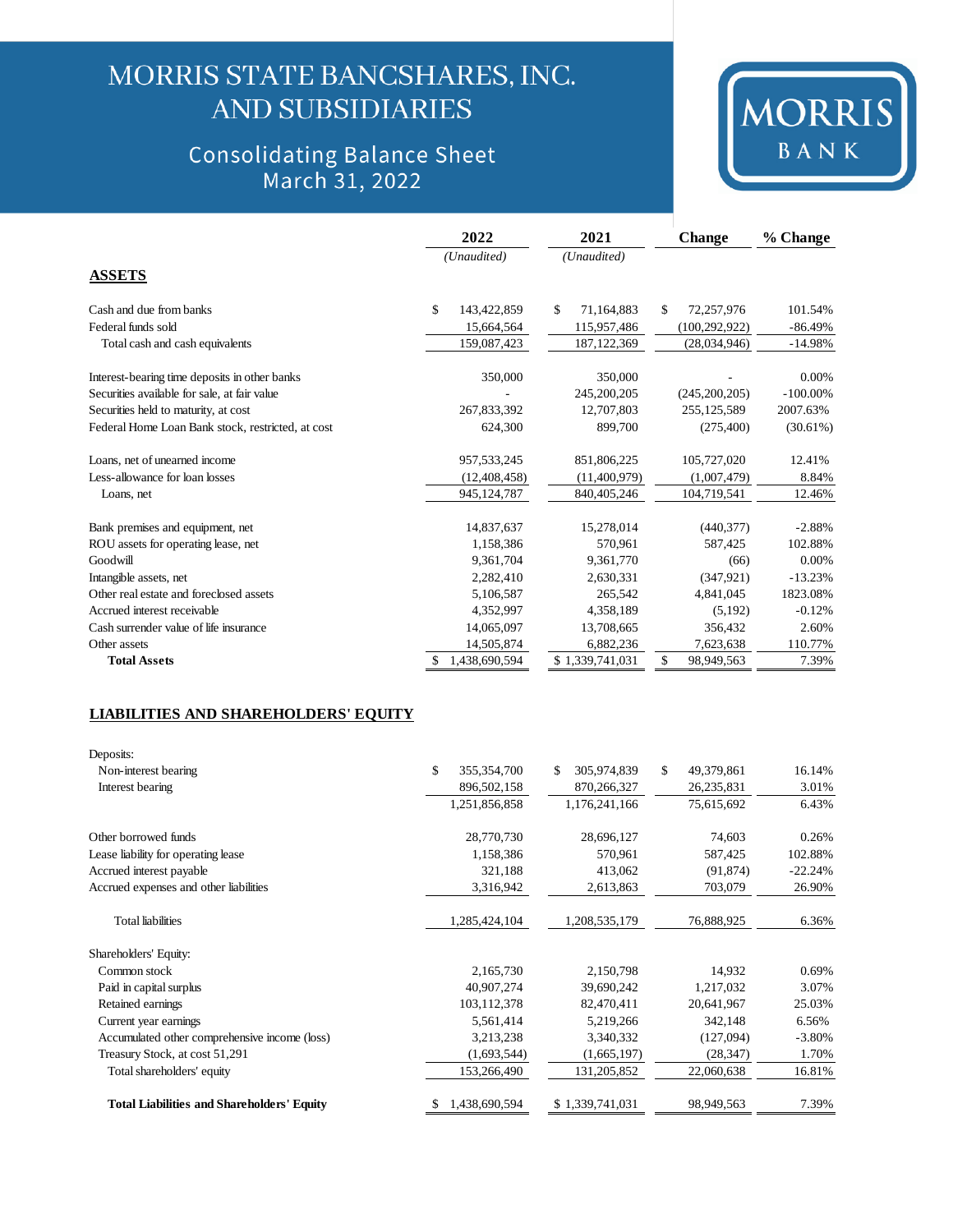# MORRIS STATE BANCSHARES, INC. AND SUBSIDIARIES

## Consolidating Balance Sheet
## March 31, 2022

MORRIS BANK

| | 2022 | 2021 | Change | % Change |
|---|---|---|---|---|
| | *(Unaudited)* | *(Unaudited)* | | |
| **ASSETS** | | | | |
| Cash and due from banks | $ 143,422,859 | $ 71,164,883 | $ 72,257,976 | 101.54% |
| Federal funds sold | 15,664,564 | 115,957,486 | (100,292,922) | -86.49% |
| Total cash and cash equivalents | 159,087,423 | 187,122,369 | (28,034,946) | -14.98% |
| | | | | |
| Interest-bearing time deposits in other banks | 350,000 | 350,000 | - | 0.00% |
| Securities available for sale, at fair value | - | 245,200,205 | (245,200,205) | -100.00% |
| Securities held to maturity, at cost | 267,833,392 | 12,707,803 | 255,125,589 | 2007.63% |
| Federal Home Loan Bank stock, restricted, at cost | 624,300 | 899,700 | (275,400) | (30.61%) |
| | | | | |
| Loans, net of unearned income | 957,533,245 | 851,806,225 | 105,727,020 | 12.41% |
| Less-allowance for loan losses | (12,408,458) | (11,400,979) | (1,007,479) | 8.84% |
| Loans, net | 945,124,787 | 840,405,246 | 104,719,541 | 12.46% |
| | | | | |
| Bank premises and equipment, net | 14,837,637 | 15,278,014 | (440,377) | -2.88% |
| ROU assets for operating lease, net | 1,158,386 | 570,961 | 587,425 | 102.88% |
| Goodwill | 9,361,704 | 9,361,770 | (66) | 0.00% |
| Intangible assets, net | 2,282,410 | 2,630,331 | (347,921) | -13.23% |
| Other real estate and foreclosed assets | 5,106,587 | 265,542 | 4,841,045 | 1823.08% |
| Accrued interest receivable | 4,352,997 | 4,358,189 | (5,192) | -0.12% |
| Cash surrender value of life insurance | 14,065,097 | 13,708,665 | 356,432 | 2.60% |
| Other assets | 14,505,874 | 6,882,236 | 7,623,638 | 110.77% |
| **Total Assets** | $ 1,438,690,594 | $ 1,339,741,031 | $ 98,949,563 | 7.39% |

**LIABILITIES AND SHAREHOLDERS' EQUITY**

| | 2022 | 2021 | Change | % Change |
|---|---|---|---|---|
| Deposits: | | | | |
| Non-interest bearing | $ 355,354,700 | $ 305,974,839 | $ 49,379,861 | 16.14% |
| Interest bearing | 896,502,158 | 870,266,327 | 26,235,831 | 3.01% |
| | 1,251,856,858 | 1,176,241,166 | 75,615,692 | 6.43% |
| | | | | |
| Other borrowed funds | 28,770,730 | 28,696,127 | 74,603 | 0.26% |
| Lease liability for operating lease | 1,158,386 | 570,961 | 587,425 | 102.88% |
| Accrued interest payable | 321,188 | 413,062 | (91,874) | -22.24% |
| Accrued expenses and other liabilities | 3,316,942 | 2,613,863 | 703,079 | 26.90% |
| | | | | |
| Total liabilities | 1,285,424,104 | 1,208,535,179 | 76,888,925 | 6.36% |
| | | | | |
| Shareholders' Equity: | | | | |
| Common stock | 2,165,730 | 2,150,798 | 14,932 | 0.69% |
| Paid in capital surplus | 40,907,274 | 39,690,242 | 1,217,032 | 3.07% |
| Retained earnings | 103,112,378 | 82,470,411 | 20,641,967 | 25.03% |
| Current year earnings | 5,561,414 | 5,219,266 | 342,148 | 6.56% |
| Accumulated other comprehensive income (loss) | 3,213,238 | 3,340,332 | (127,094) | -3.80% |
| Treasury Stock, at cost 51,291 | (1,693,544) | (1,665,197) | (28,347) | 1.70% |
| Total shareholders' equity | 153,266,490 | 131,205,852 | 22,060,638 | 16.81% |
| | | | | |
| **Total Liabilities and Shareholders' Equity** | $ 1,438,690,594 | $ 1,339,741,031 | 98,949,563 | 7.39% |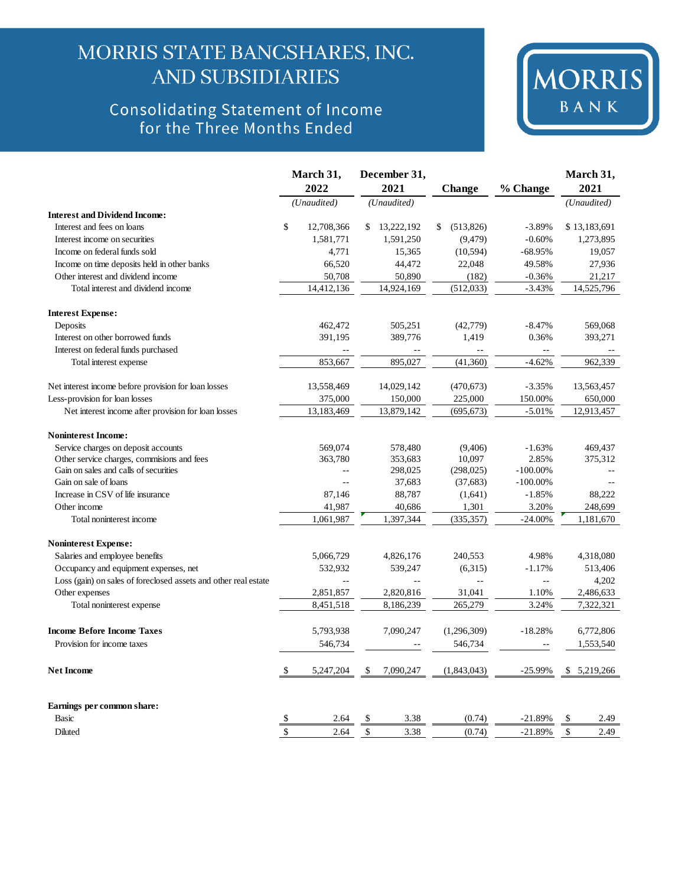# MORRIS STATE BANCSHARES, INC. AND SUBSIDIARIES

## Consolidating Statement of Income for the Three Months Ended

MORRIS BANK

| | March 31, 2022 | December 31, 2021 | Change | % Change | March 31, 2021 |
|---|---|---|---|---|---|
| | *(Unaudited)* | *(Unaudited)* | | | *(Unaudited)* |
| **Interest and Dividend Income:** | | | | | |
| Interest and fees on loans | $ 12,708,366 | $ 13,222,192 | $ (513,826) | -3.89% | $ 13,183,691 |
| Interest income on securities | 1,581,771 | 1,591,250 | (9,479) | -0.60% | 1,273,895 |
| Income on federal funds sold | 4,771 | 15,365 | (10,594) | -68.95% | 19,057 |
| Income on time deposits held in other banks | 66,520 | 44,472 | 22,048 | 49.58% | 27,936 |
| Other interest and dividend income | 50,708 | 50,890 | (182) | -0.36% | 21,217 |
| Total interest and dividend income | 14,412,136 | 14,924,169 | (512,033) | -3.43% | 14,525,796 |
| **Interest Expense:** | | | | | |
| Deposits | 462,472 | 505,251 | (42,779) | -8.47% | 569,068 |
| Interest on other borrowed funds | 391,195 | 389,776 | 1,419 | 0.36% | 393,271 |
| Interest on federal funds purchased | -- | -- | -- | -- | -- |
| Total interest expense | 853,667 | 895,027 | (41,360) | -4.62% | 962,339 |
| Net interest income before provision for loan losses | 13,558,469 | 14,029,142 | (470,673) | -3.35% | 13,563,457 |
| Less-provision for loan losses | 375,000 | 150,000 | 225,000 | 150.00% | 650,000 |
| Net interest income after provision for loan losses | 13,183,469 | 13,879,142 | (695,673) | -5.01% | 12,913,457 |
| **Noninterest Income:** | | | | | |
| Service charges on deposit accounts | 569,074 | 578,480 | (9,406) | -1.63% | 469,437 |
| Other service charges, commisions and fees | 363,780 | 353,683 | 10,097 | 2.85% | 375,312 |
| Gain on sales and calls of securities | -- | 298,025 | (298,025) | -100.00% | -- |
| Gain on sale of loans | -- | 37,683 | (37,683) | -100.00% | -- |
| Increase in CSV of life insurance | 87,146 | 88,787 | (1,641) | -1.85% | 88,222 |
| Other income | 41,987 | 40,686 | 1,301 | 3.20% | 248,699 |
| Total noninterest income | 1,061,987 | 1,397,344 | (335,357) | -24.00% | 1,181,670 |
| **Noninterest Expense:** | | | | | |
| Salaries and employee benefits | 5,066,729 | 4,826,176 | 240,553 | 4.98% | 4,318,080 |
| Occupancy and equipment expenses, net | 532,932 | 539,247 | (6,315) | -1.17% | 513,406 |
| Loss (gain) on sales of foreclosed assets and other real estate | -- | -- | -- | -- | 4,202 |
| Other expenses | 2,851,857 | 2,820,816 | 31,041 | 1.10% | 2,486,633 |
| Total noninterest expense | 8,451,518 | 8,186,239 | 265,279 | 3.24% | 7,322,321 |
| **Income Before Income Taxes** | 5,793,938 | 7,090,247 | (1,296,309) | -18.28% | 6,772,806 |
| Provision for income taxes | 546,734 | -- | 546,734 | -- | 1,553,540 |
| **Net Income** | $ 5,247,204 | $ 7,090,247 | (1,843,043) | -25.99% | $ 5,219,266 |
| **Earnings per common share:** | | | | | |
| Basic | $ 2.64 | $ 3.38 | (0.74) | -21.89% | $ 2.49 |
| Diluted | $ 2.64 | $ 3.38 | (0.74) | -21.89% | $ 2.49 |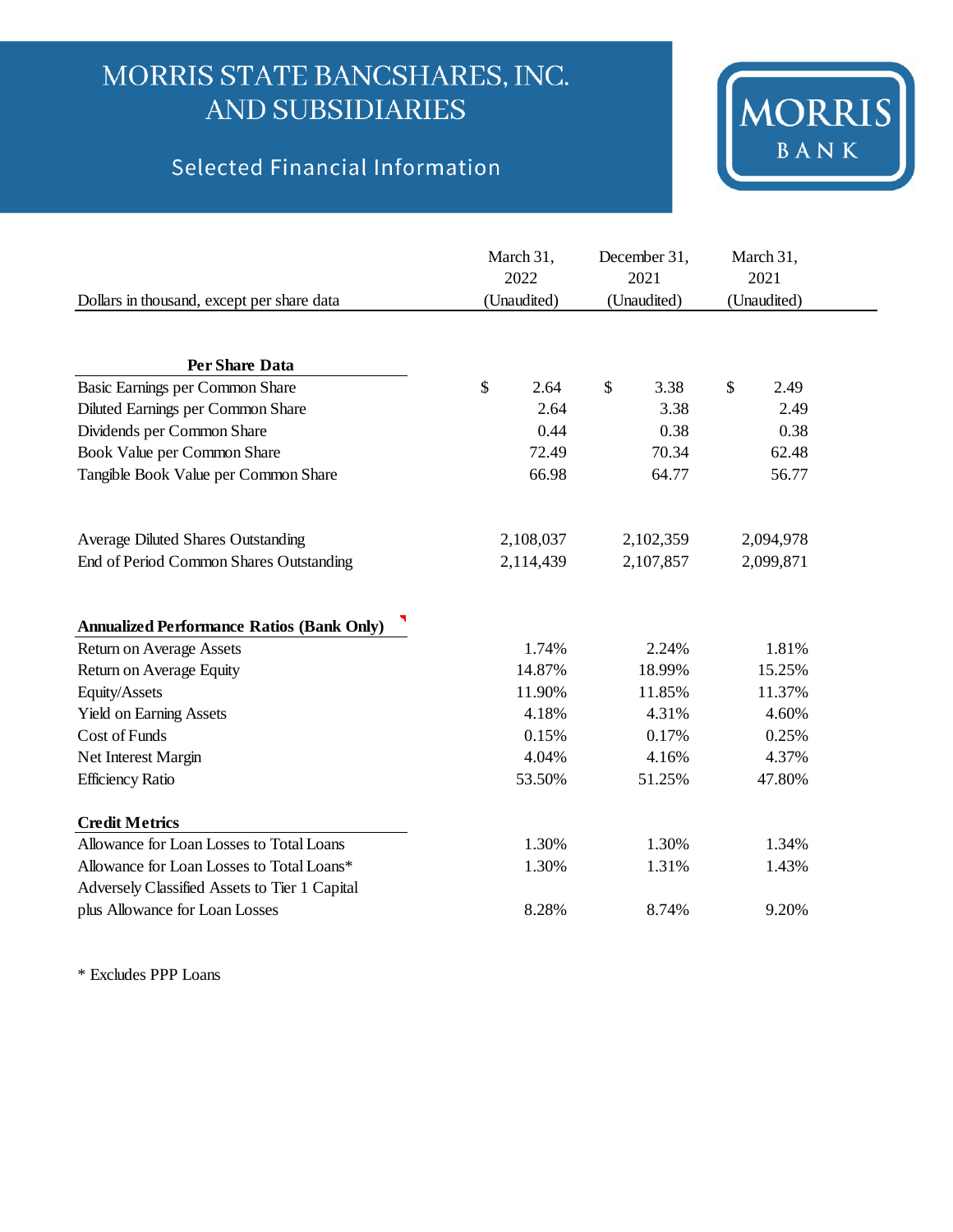# MORRIS STATE BANCSHARES, INC. AND SUBSIDIARIES

## Selected Financial Information

MORRIS BANK

| Dollars in thousand, except per share data | March 31, 2022 (Unaudited) | December 31, 2021 (Unaudited) | March 31, 2021 (Unaudited) |
|---|---|---|---|
| **Per Share Data** | | | |
| Basic Earnings per Common Share | $ 2.64 | $ 3.38 | $ 2.49 |
| Diluted Earnings per Common Share | 2.64 | 3.38 | 2.49 |
| Dividends per Common Share | 0.44 | 0.38 | 0.38 |
| Book Value per Common Share | 72.49 | 70.34 | 62.48 |
| Tangible Book Value per Common Share | 66.98 | 64.77 | 56.77 |
| | | | |
| Average Diluted Shares Outstanding | 2,108,037 | 2,102,359 | 2,094,978 |
| End of Period Common Shares Outstanding | 2,114,439 | 2,107,857 | 2,099,871 |
| | | | |
| **Annualized Performance Ratios (Bank Only)** | | | |
| Return on Average Assets | 1.74% | 2.24% | 1.81% |
| Return on Average Equity | 14.87% | 18.99% | 15.25% |
| Equity/Assets | 11.90% | 11.85% | 11.37% |
| Yield on Earning Assets | 4.18% | 4.31% | 4.60% |
| Cost of Funds | 0.15% | 0.17% | 0.25% |
| Net Interest Margin | 4.04% | 4.16% | 4.37% |
| Efficiency Ratio | 53.50% | 51.25% | 47.80% |
| | | | |
| **Credit Metrics** | | | |
| Allowance for Loan Losses to Total Loans | 1.30% | 1.30% | 1.34% |
| Allowance for Loan Losses to Total Loans* | 1.30% | 1.31% | 1.43% |
| Adversely Classified Assets to Tier 1 Capital plus Allowance for Loan Losses | 8.28% | 8.74% | 9.20% |

* Excludes PPP Loans